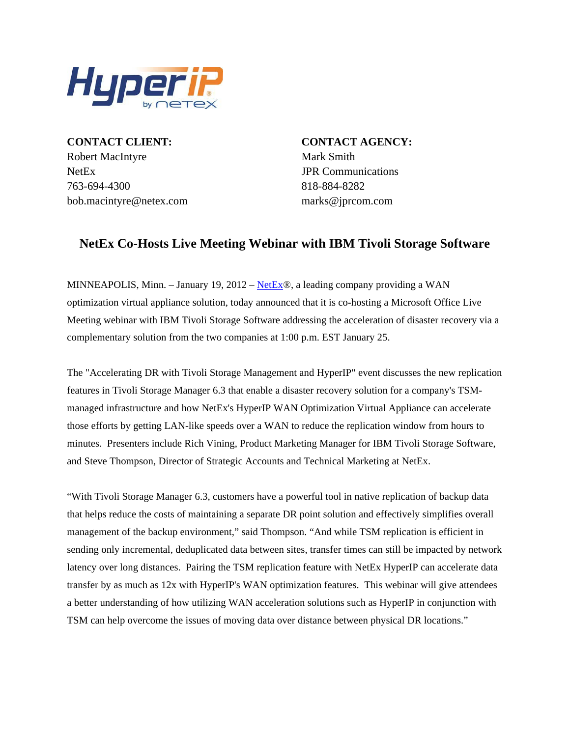HyperIP by NetEx

**CONTACT CLIENT:**
Robert MacIntyre
NetEx
763-694-4300
bob.macintyre@netex.com

**CONTACT AGENCY:**
Mark Smith
JPR Communications
818-884-8282
marks@jprcom.com

## NetEx Co-Hosts Live Meeting Webinar with IBM Tivoli Storage Software

MINNEAPOLIS, Minn. – January 19, 2012 – NetEx®, a leading company providing a WAN optimization virtual appliance solution, today announced that it is co-hosting a Microsoft Office Live Meeting webinar with IBM Tivoli Storage Software addressing the acceleration of disaster recovery via a complementary solution from the two companies at 1:00 p.m. EST January 25.

The "Accelerating DR with Tivoli Storage Management and HyperIP" event discusses the new replication features in Tivoli Storage Manager 6.3 that enable a disaster recovery solution for a company's TSM-managed infrastructure and how NetEx's HyperIP WAN Optimization Virtual Appliance can accelerate those efforts by getting LAN-like speeds over a WAN to reduce the replication window from hours to minutes. Presenters include Rich Vining, Product Marketing Manager for IBM Tivoli Storage Software, and Steve Thompson, Director of Strategic Accounts and Technical Marketing at NetEx.

"With Tivoli Storage Manager 6.3, customers have a powerful tool in native replication of backup data that helps reduce the costs of maintaining a separate DR point solution and effectively simplifies overall management of the backup environment," said Thompson. "And while TSM replication is efficient in sending only incremental, deduplicated data between sites, transfer times can still be impacted by network latency over long distances. Pairing the TSM replication feature with NetEx HyperIP can accelerate data transfer by as much as 12x with HyperIP's WAN optimization features. This webinar will give attendees a better understanding of how utilizing WAN acceleration solutions such as HyperIP in conjunction with TSM can help overcome the issues of moving data over distance between physical DR locations."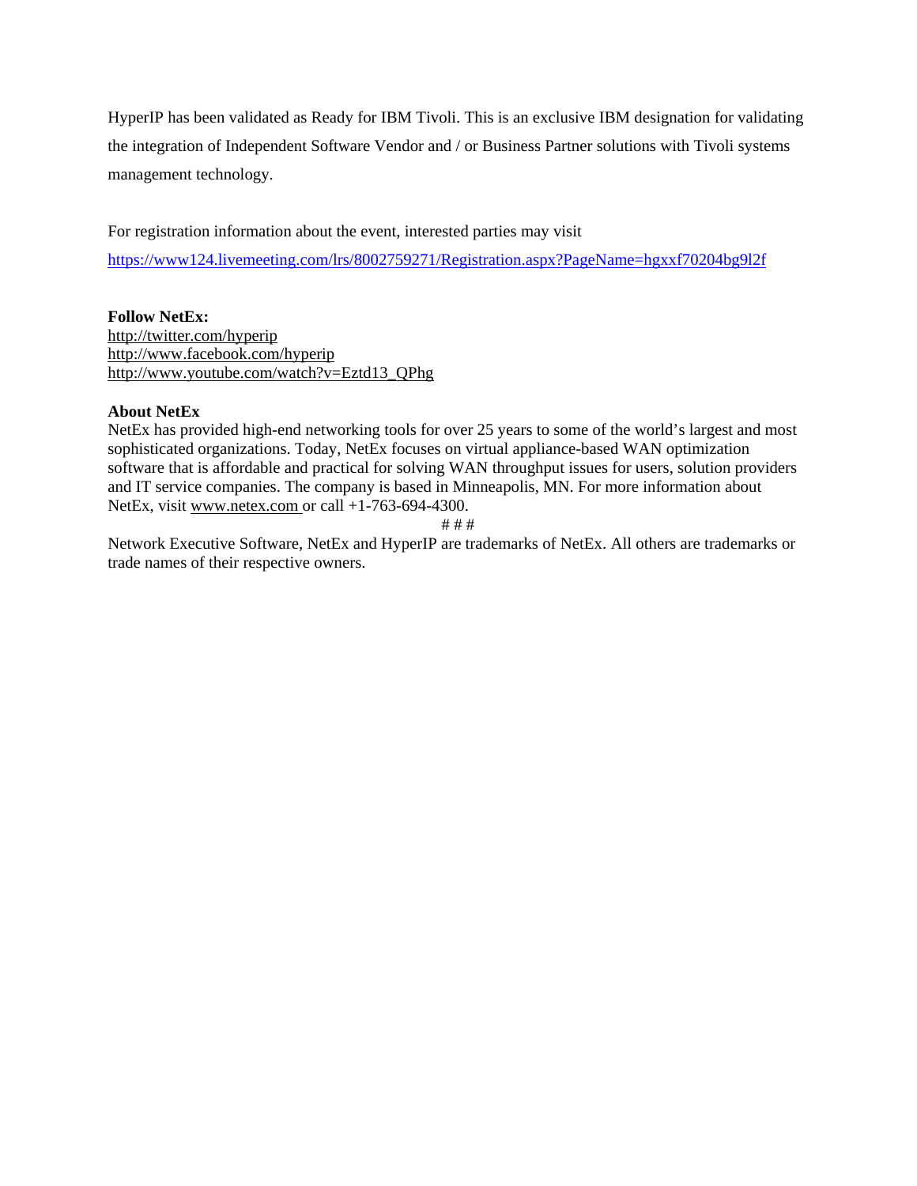HyperIP has been validated as Ready for IBM Tivoli. This is an exclusive IBM designation for validating the integration of Independent Software Vendor and / or Business Partner solutions with Tivoli systems management technology.

For registration information about the event, interested parties may visit https://www124.livemeeting.com/lrs/8002759271/Registration.aspx?PageName=hgxxf70204bg9l2f

**Follow NetEx:**
http://twitter.com/hyperip
http://www.facebook.com/hyperip
http://www.youtube.com/watch?v=Eztd13_QPhg

**About NetEx**
NetEx has provided high-end networking tools for over 25 years to some of the world's largest and most sophisticated organizations. Today, NetEx focuses on virtual appliance-based WAN optimization software that is affordable and practical for solving WAN throughput issues for users, solution providers and IT service companies. The company is based in Minneapolis, MN. For more information about NetEx, visit www.netex.com or call +1-763-694-4300.

# # #

Network Executive Software, NetEx and HyperIP are trademarks of NetEx. All others are trademarks or trade names of their respective owners.